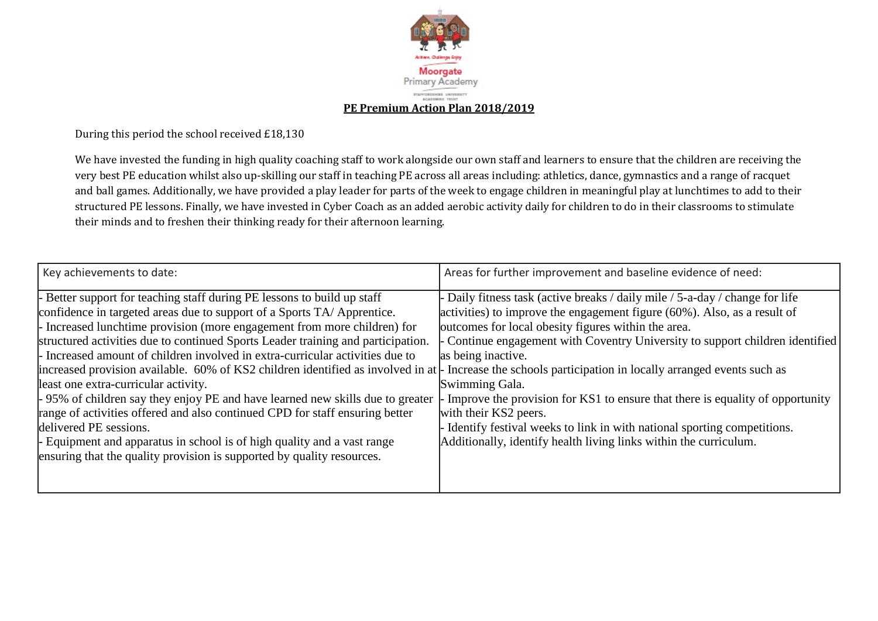Moorgate Primary Academy

# PE Premium Action Plan 2018/2019

During this period the school received £18,130

We have invested the funding in high quality coaching staff to work alongside our own staff and learners to ensure that the children are receiving the very best PE education whilst also up-skilling our staff in teaching PE across all areas including: athletics, dance, gymnastics and a range of racquet and ball games. Additionally, we have provided a play leader for parts of the week to engage children in meaningful play at lunchtimes to add to their structured PE lessons. Finally, we have invested in Cyber Coach as an added aerobic activity daily for children to do in their classrooms to stimulate their minds and to freshen their thinking ready for their afternoon learning.

| Key achievements to date: | Areas for further improvement and baseline evidence of need: |
|---|---|
| - Better support for teaching staff during PE lessons to build up staff confidence in targeted areas due to support of a Sports TA/ Apprentice.<br>- Increased lunchtime provision (more engagement from more children) for structured activities due to continued Sports Leader training and participation.<br>- Increased amount of children involved in extra-curricular activities due to increased provision available. 60% of KS2 children identified as involved in at least one extra-curricular activity.<br>- 95% of children say they enjoy PE and have learned new skills due to greater range of activities offered and also continued CPD for staff ensuring better delivered PE sessions.<br>- Equipment and apparatus in school is of high quality and a vast range ensuring that the quality provision is supported by quality resources. | - Daily fitness task (active breaks / daily mile / 5-a-day / change for life activities) to improve the engagement figure (60%). Also, as a result of outcomes for local obesity figures within the area.<br>- Continue engagement with Coventry University to support children identified as being inactive.<br>- Increase the schools participation in locally arranged events such as Swimming Gala.<br>- Improve the provision for KS1 to ensure that there is equality of opportunity with their KS2 peers.<br>- Identify festival weeks to link in with national sporting competitions. Additionally, identify health living links within the curriculum. |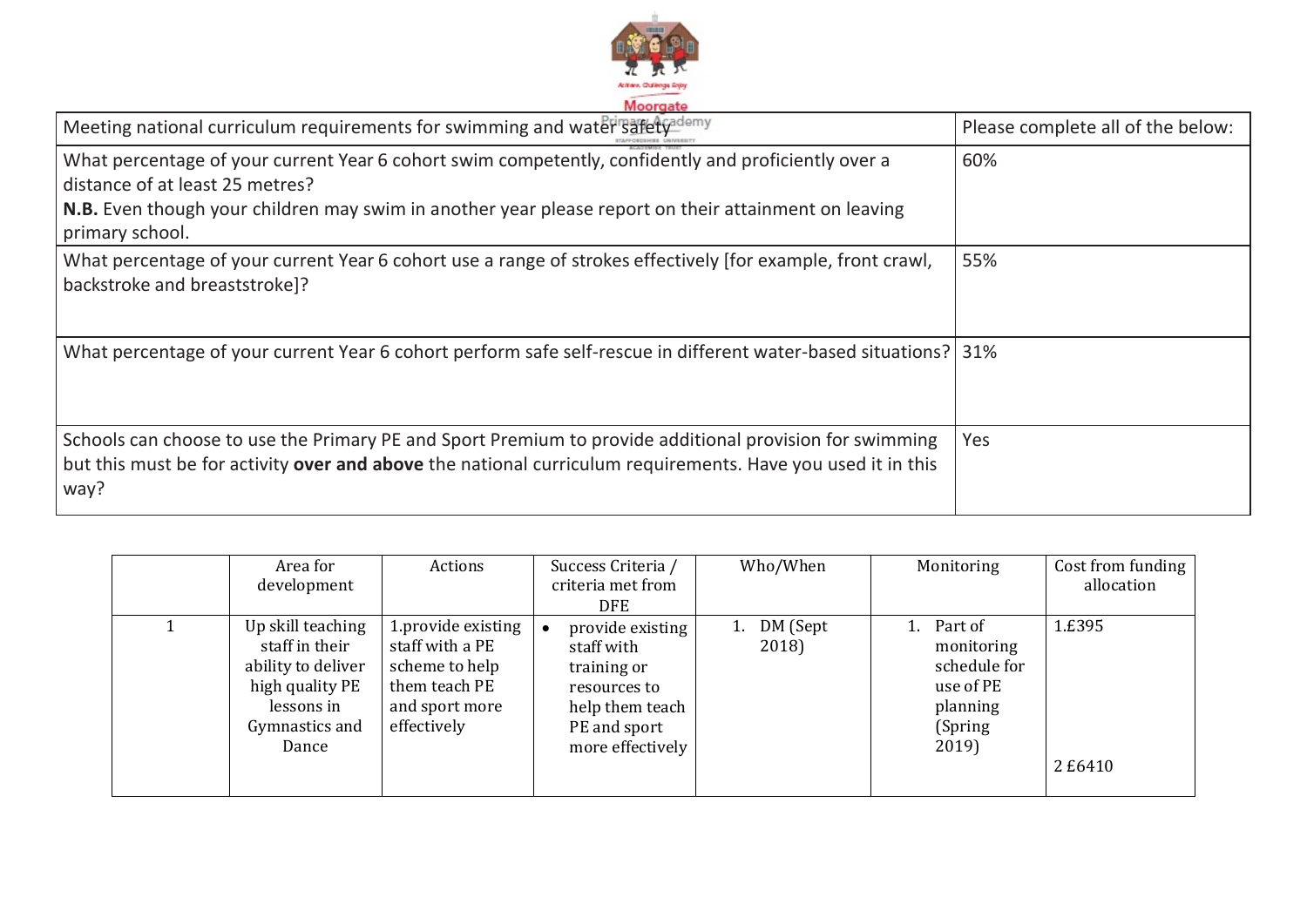| Meeting national curriculum requirements for swimming and water safety | Please complete all of the below: |
| --- | --- |
| What percentage of your current Year 6 cohort swim competently, confidently and proficiently over a distance of at least 25 metres? **N.B.** Even though your children may swim in another year please report on their attainment on leaving primary school. | 60% |
| What percentage of your current Year 6 cohort use a range of strokes effectively [for example, front crawl, backstroke and breaststroke]? | 55% |
| What percentage of your current Year 6 cohort perform safe self-rescue in different water-based situations? | 31% |
| Schools can choose to use the Primary PE and Sport Premium to provide additional provision for swimming but this must be for activity **over and above** the national curriculum requirements. Have you used it in this way? | Yes |

| | Area for development | Actions | Success Criteria / criteria met from DFE | Who/When | Monitoring | Cost from funding allocation |
| --- | --- | --- | --- | --- | --- | --- |
| 1 | Up skill teaching staff in their ability to deliver high quality PE lessons in Gymnastics and Dance | 1.provide existing staff with a PE scheme to help them teach PE and sport more effectively | • provide existing staff with training or resources to help them teach PE and sport more effectively | 1. DM (Sept 2018) | 1. Part of monitoring schedule for use of PE planning (Spring 2019) | 1.£395<br><br>2 £6410 |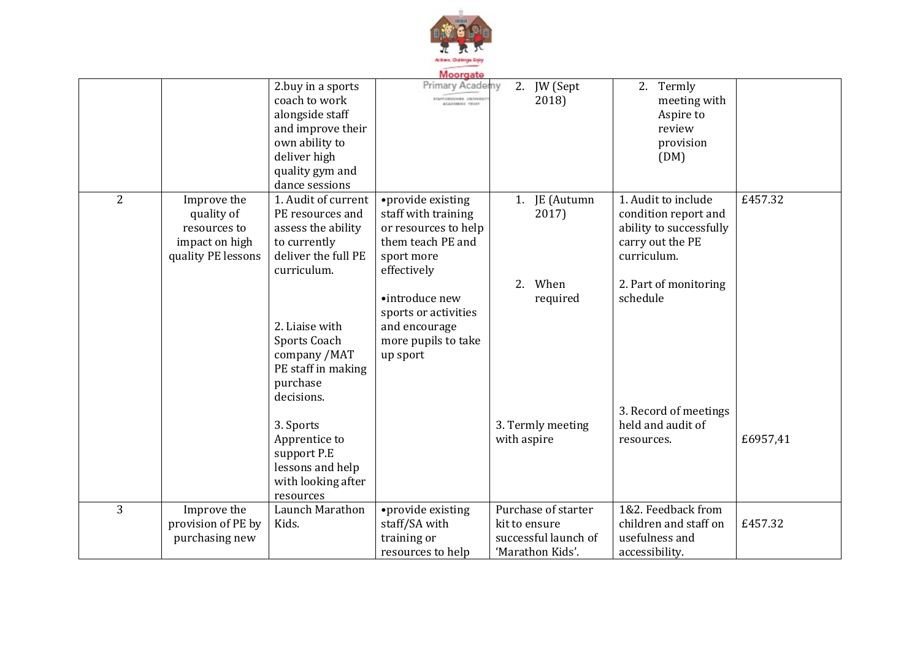| | | | | | | |
|---|---|---|---|---|---|---|
| | | 2.buy in a sports coach to work alongside staff and improve their own ability to deliver high quality gym and dance sessions | | 2. JW (Sept 2018) | 2. Termly meeting with Aspire to review provision (DM) | |
| 2 | Improve the quality of resources to impact on high quality PE lessons | 1. Audit of current PE resources and assess the ability to currently deliver the full PE curriculum.<br><br>2. Liaise with Sports Coach company /MAT PE staff in making purchase decisions.<br><br>3. Sports Apprentice to support P.E lessons and help with looking after resources | •provide existing staff with training or resources to help them teach PE and sport more effectively<br><br>•introduce new sports or activities and encourage more pupils to take up sport | 1. JE (Autumn 2017)<br><br>2. When required<br><br>3. Termly meeting with aspire | 1. Audit to include condition report and ability to successfully carry out the PE curriculum.<br><br>2. Part of monitoring schedule<br><br>3. Record of meetings held and audit of resources. | £457.32<br><br>£6957,41 |
| 3 | Improve the provision of PE by purchasing new | Launch Marathon Kids. | •provide existing staff/SA with training or resources to help | Purchase of starter kit to ensure successful launch of 'Marathon Kids'. | 1&2. Feedback from children and staff on usefulness and accessibility. | £457.32 |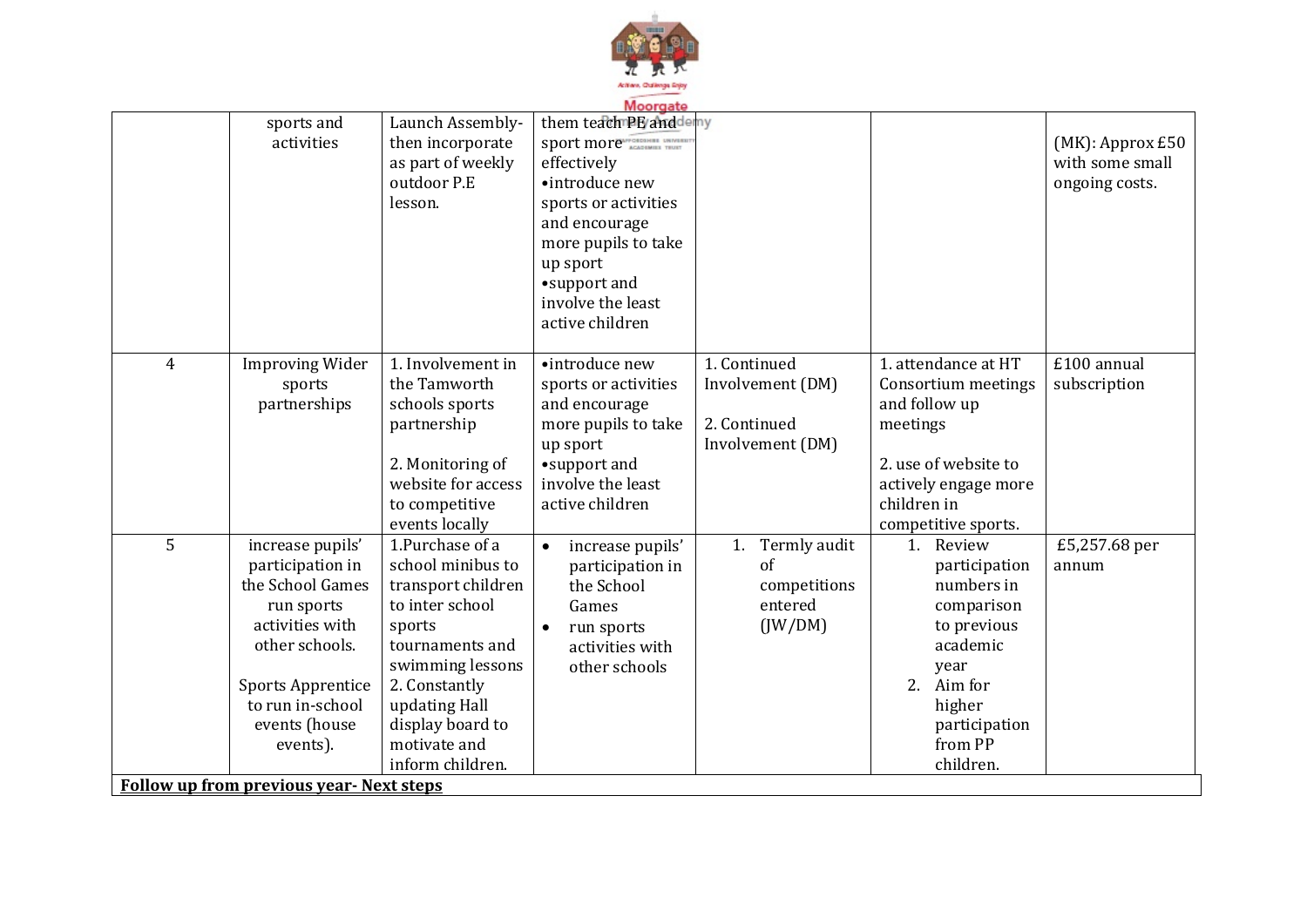| | | | | | | |
|---|---|---|---|---|---|---|
| | sports and activities | Launch Assembly- then incorporate as part of weekly outdoor P.E lesson. | them teach PE and sport more effectively<br>•introduce new sports or activities and encourage more pupils to take up sport<br>•support and involve the least active children | | | (MK): Approx £50 with some small ongoing costs. |
| 4 | Improving Wider sports partnerships | 1. Involvement in the Tamworth schools sports partnership<br><br>2. Monitoring of website for access to competitive events locally | •introduce new sports or activities and encourage more pupils to take up sport<br>•support and involve the least active children | 1. Continued Involvement (DM)<br><br>2. Continued Involvement (DM) | 1. attendance at HT Consortium meetings and follow up meetings<br><br>2. use of website to actively engage more children in competitive sports. | £100 annual subscription |
| 5 | increase pupils' participation in the School Games run sports activities with other schools.<br><br>Sports Apprentice to run in-school events (house events). | 1.Purchase of a school minibus to transport children to inter school sports tournaments and swimming lessons<br>2. Constantly updating Hall display board to motivate and inform children. | • increase pupils' participation in the School Games<br>• run sports activities with other schools | 1. Termly audit of competitions entered (JW/DM) | 1. Review participation numbers in comparison to previous academic year<br>2. Aim for higher participation from PP children. | £5,257.68 per annum |

**Follow up from previous year- Next steps**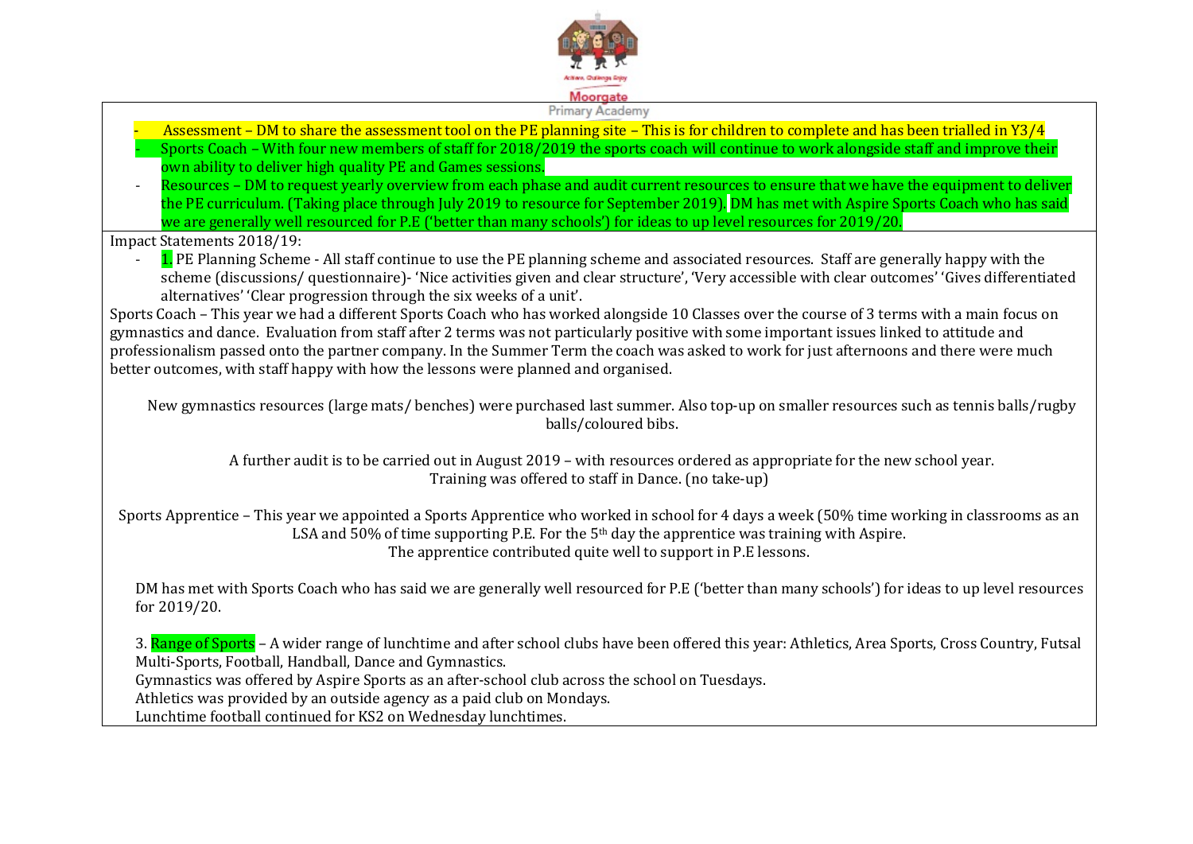- Assessment – DM to share the assessment tool on the PE planning site – This is for children to complete and has been trialled in Y3/4
- Sports Coach – With four new members of staff for 2018/2019 the sports coach will continue to work alongside staff and improve their own ability to deliver high quality PE and Games sessions.
- Resources – DM to request yearly overview from each phase and audit current resources to ensure that we have the equipment to deliver the PE curriculum. (Taking place through July 2019 to resource for September 2019). DM has met with Aspire Sports Coach who has said we are generally well resourced for P.E ('better than many schools') for ideas to up level resources for 2019/20.

Impact Statements 2018/19:

- 1. PE Planning Scheme - All staff continue to use the PE planning scheme and associated resources. Staff are generally happy with the scheme (discussions/ questionnaire)- 'Nice activities given and clear structure', 'Very accessible with clear outcomes' 'Gives differentiated alternatives' 'Clear progression through the six weeks of a unit'.

Sports Coach – This year we had a different Sports Coach who has worked alongside 10 Classes over the course of 3 terms with a main focus on gymnastics and dance. Evaluation from staff after 2 terms was not particularly positive with some important issues linked to attitude and professionalism passed onto the partner company. In the Summer Term the coach was asked to work for just afternoons and there were much better outcomes, with staff happy with how the lessons were planned and organised.

New gymnastics resources (large mats/ benches) were purchased last summer. Also top-up on smaller resources such as tennis balls/rugby balls/coloured bibs.

A further audit is to be carried out in August 2019 – with resources ordered as appropriate for the new school year.
Training was offered to staff in Dance. (no take-up)

Sports Apprentice – This year we appointed a Sports Apprentice who worked in school for 4 days a week (50% time working in classrooms as an LSA and 50% of time supporting P.E. For the 5th day the apprentice was training with Aspire.
The apprentice contributed quite well to support in P.E lessons.

DM has met with Sports Coach who has said we are generally well resourced for P.E ('better than many schools') for ideas to up level resources for 2019/20.

3. Range of Sports – A wider range of lunchtime and after school clubs have been offered this year: Athletics, Area Sports, Cross Country, Futsal Multi-Sports, Football, Handball, Dance and Gymnastics.
Gymnastics was offered by Aspire Sports as an after-school club across the school on Tuesdays.
Athletics was provided by an outside agency as a paid club on Mondays.
Lunchtime football continued for KS2 on Wednesday lunchtimes.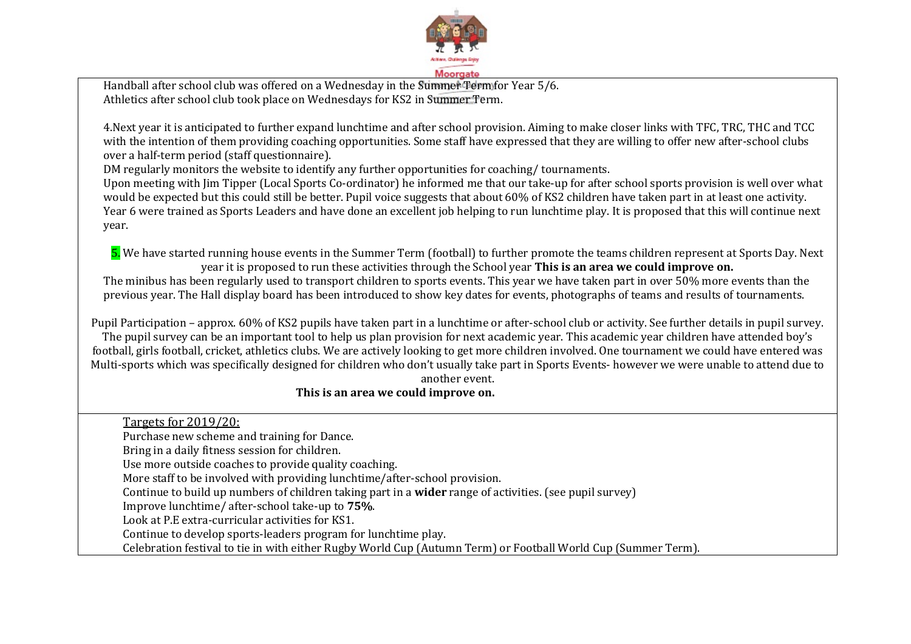Handball after school club was offered on a Wednesday in the Summer Term for Year 5/6.
Athletics after school club took place on Wednesdays for KS2 in Summer Term.

4.Next year it is anticipated to further expand lunchtime and after school provision. Aiming to make closer links with TFC, TRC, THC and TCC with the intention of them providing coaching opportunities. Some staff have expressed that they are willing to offer new after-school clubs over a half-term period (staff questionnaire).
DM regularly monitors the website to identify any further opportunities for coaching/ tournaments.
Upon meeting with Jim Tipper (Local Sports Co-ordinator) he informed me that our take-up for after school sports provision is well over what would be expected but this could still be better. Pupil voice suggests that about 60% of KS2 children have taken part in at least one activity.
Year 6 were trained as Sports Leaders and have done an excellent job helping to run lunchtime play. It is proposed that this will continue next year.

5. We have started running house events in the Summer Term (football) to further promote the teams children represent at Sports Day. Next year it is proposed to run these activities through the School year **This is an area we could improve on.**
The minibus has been regularly used to transport children to sports events. This year we have taken part in over 50% more events than the previous year. The Hall display board has been introduced to show key dates for events, photographs of teams and results of tournaments.

Pupil Participation – approx. 60% of KS2 pupils have taken part in a lunchtime or after-school club or activity. See further details in pupil survey. The pupil survey can be an important tool to help us plan provision for next academic year. This academic year children have attended boy's football, girls football, cricket, athletics clubs. We are actively looking to get more children involved. One tournament we could have entered was Multi-sports which was specifically designed for children who don't usually take part in Sports Events- however we were unable to attend due to another event.

**This is an area we could improve on.**

Targets for 2019/20:

Purchase new scheme and training for Dance.
Bring in a daily fitness session for children.
Use more outside coaches to provide quality coaching.
More staff to be involved with providing lunchtime/after-school provision.
Continue to build up numbers of children taking part in a **wider** range of activities. (see pupil survey)
Improve lunchtime/ after-school take-up to **75%**.
Look at P.E extra-curricular activities for KS1.
Continue to develop sports-leaders program for lunchtime play.
Celebration festival to tie in with either Rugby World Cup (Autumn Term) or Football World Cup (Summer Term).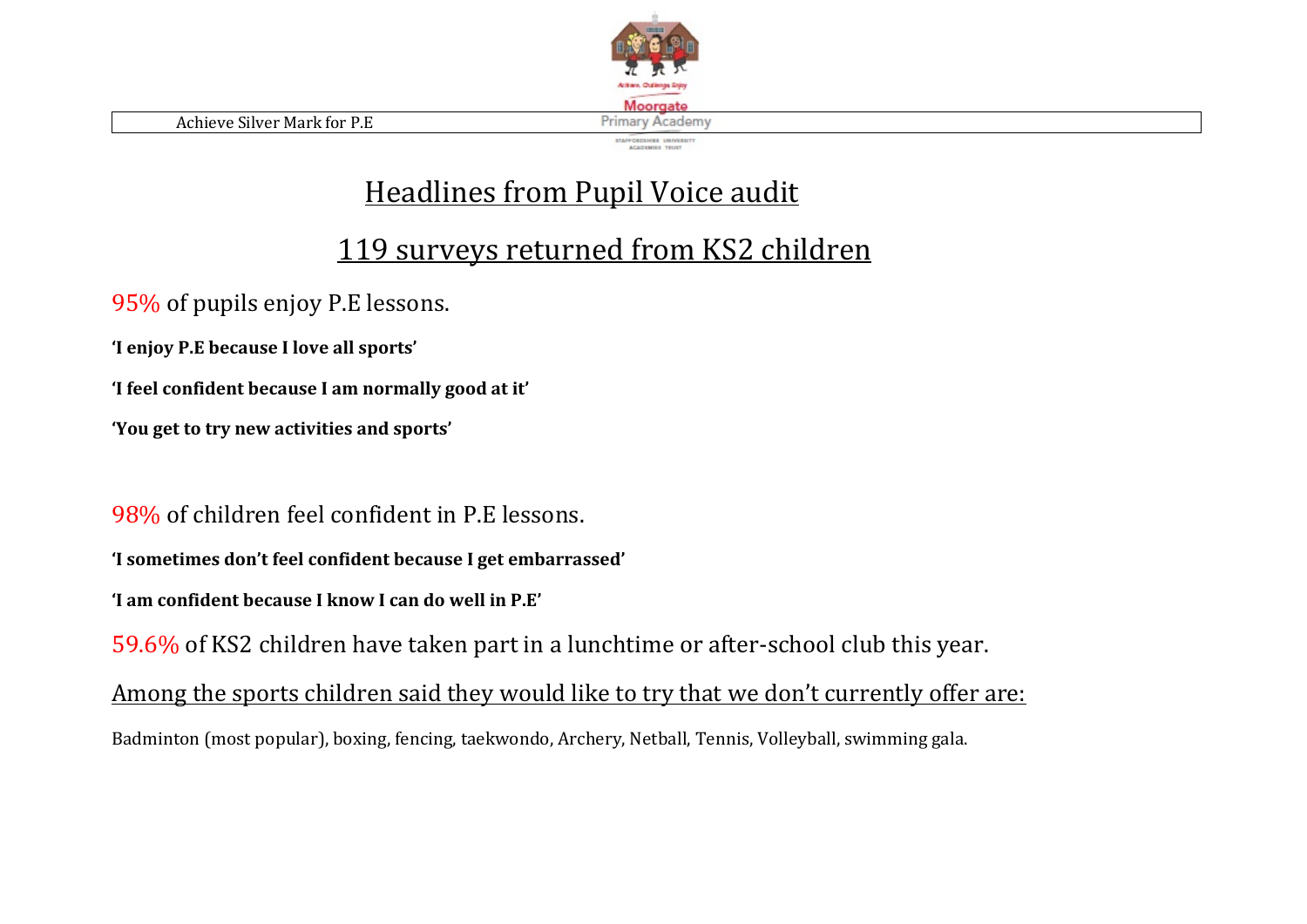# Headlines from Pupil Voice audit

## 119 surveys returned from KS2 children

95% of pupils enjoy P.E lessons.

**'I enjoy P.E because I love all sports'**

**'I feel confident because I am normally good at it'**

**'You get to try new activities and sports'**

98% of children feel confident in P.E lessons.

**'I sometimes don't feel confident because I get embarrassed'**

**'I am confident because I know I can do well in P.E'**

59.6% of KS2 children have taken part in a lunchtime or after-school club this year.

Among the sports children said they would like to try that we don't currently offer are:

Badminton (most popular), boxing, fencing, taekwondo, Archery, Netball, Tennis, Volleyball, swimming gala.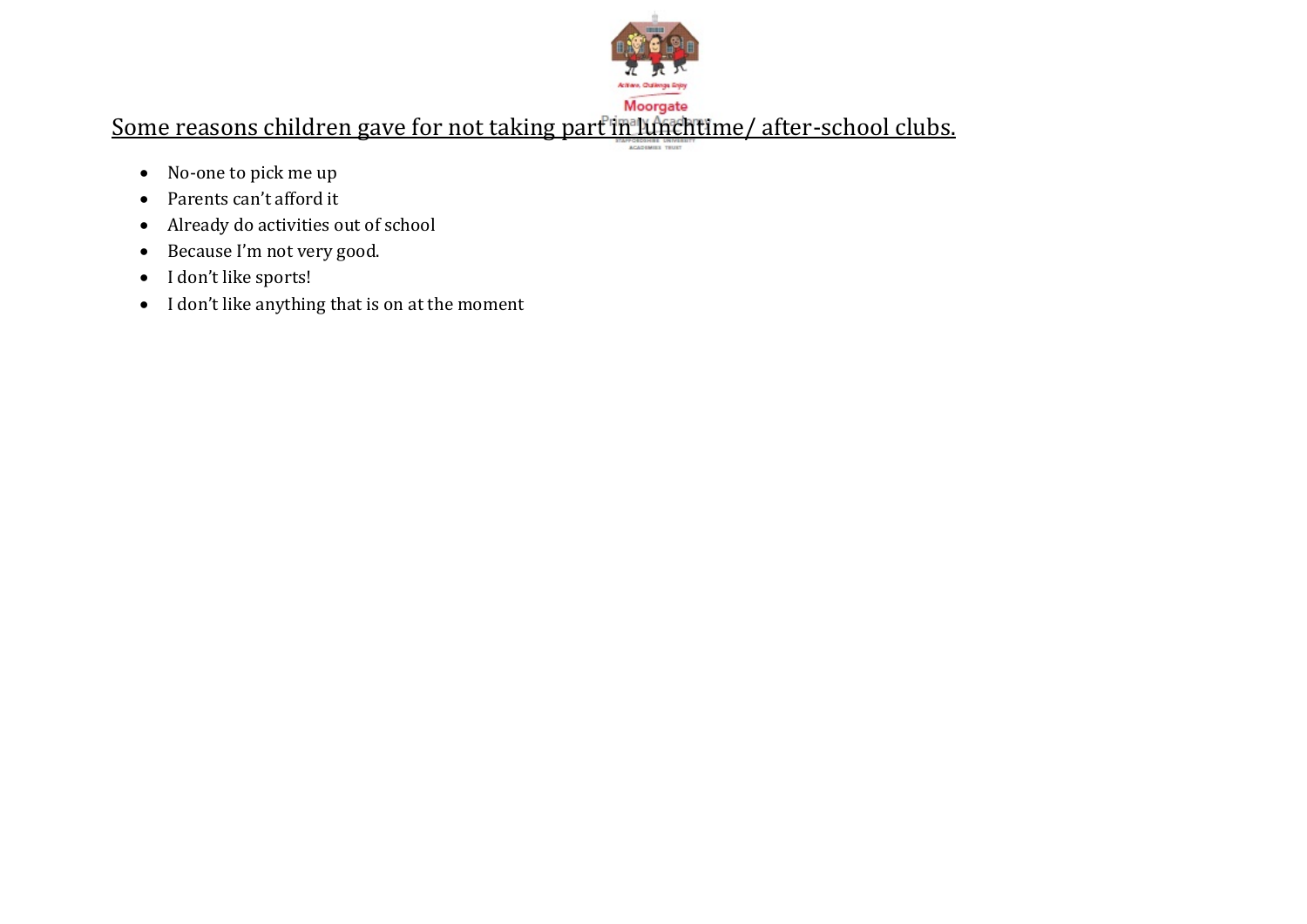## Some reasons children gave for not taking part in lunchtime/ after-school clubs.

- No-one to pick me up
- Parents can't afford it
- Already do activities out of school
- Because I'm not very good.
- I don't like sports!
- I don't like anything that is on at the moment